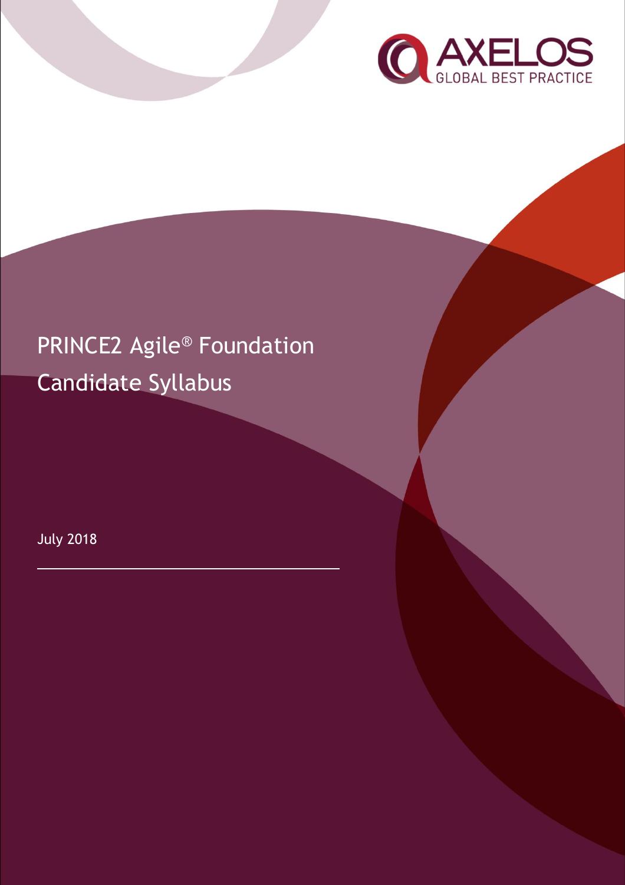AXELOS
GLOBAL BEST PRACTICE

# PRINCE2 Agile® Foundation Candidate Syllabus

July 2018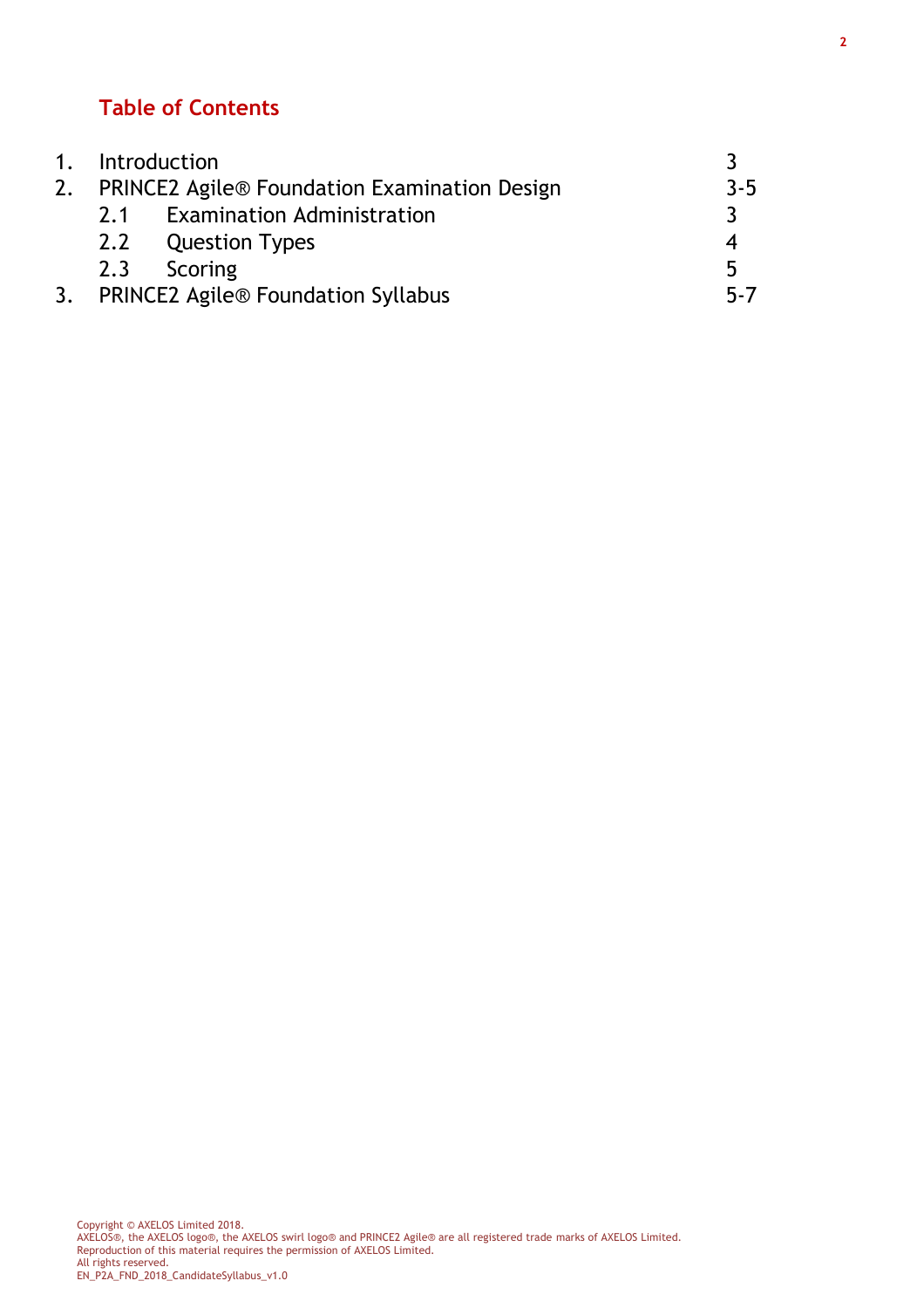## Table of Contents

| | | |
|---|---|---|
| 1. | Introduction | 3 |
| 2. | PRINCE2 Agile® Foundation Examination Design | 3-5 |
| | 2.1 Examination Administration | 3 |
| | 2.2 Question Types | 4 |
| | 2.3 Scoring | 5 |
| 3. | PRINCE2 Agile® Foundation Syllabus | 5-7 |

Copyright © AXELOS Limited 2018.
AXELOS®, the AXELOS logo®, the AXELOS swirl logo® and PRINCE2 Agile® are all registered trade marks of AXELOS Limited.
Reproduction of this material requires the permission of AXELOS Limited.
All rights reserved.
EN_P2A_FND_2018_CandidateSyllabus_v1.0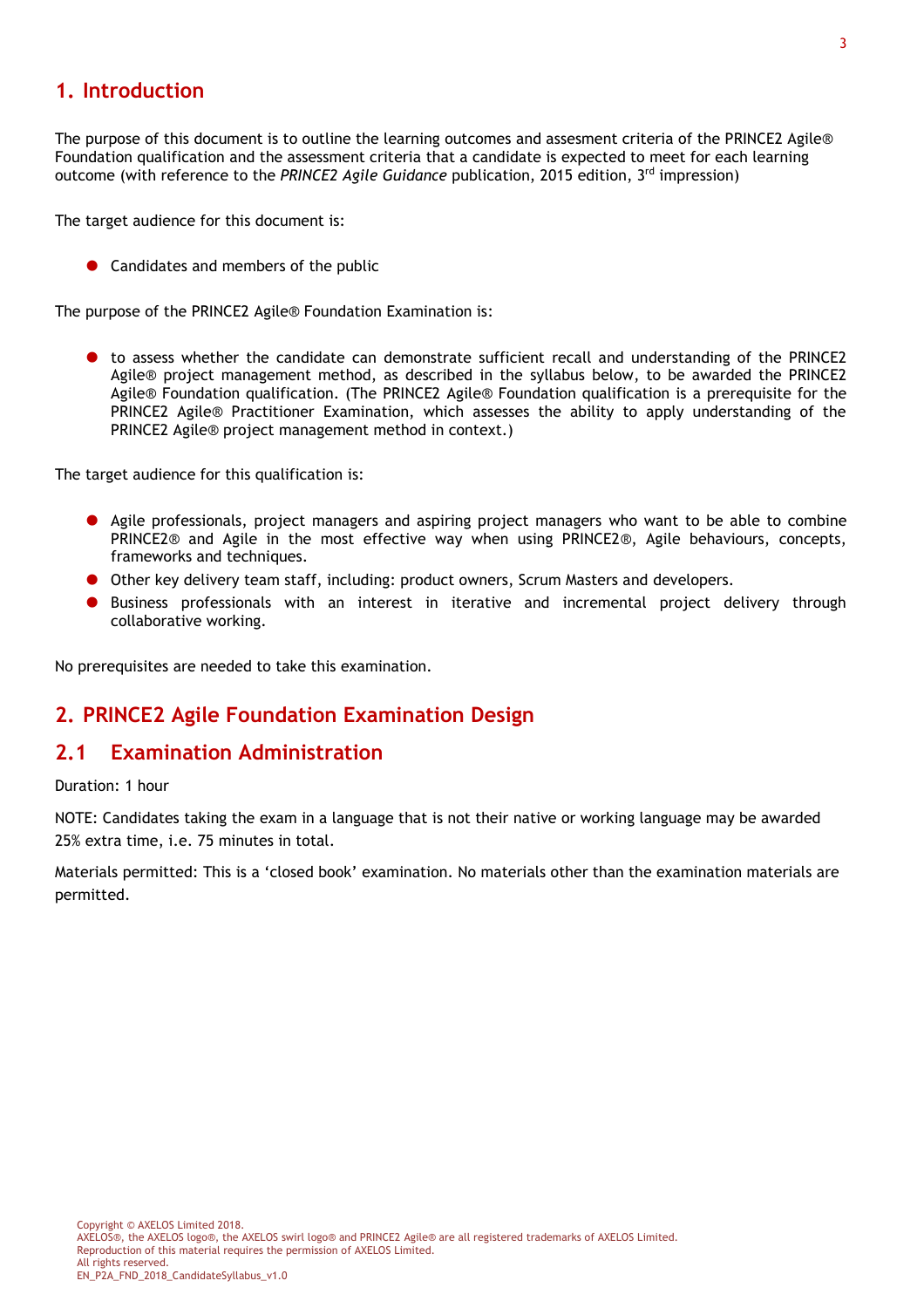# 1. Introduction

The purpose of this document is to outline the learning outcomes and assesment criteria of the PRINCE2 Agile® Foundation qualification and the assessment criteria that a candidate is expected to meet for each learning outcome (with reference to the *PRINCE2 Agile Guidance* publication, 2015 edition, 3rd impression)

The target audience for this document is:

- Candidates and members of the public

The purpose of the PRINCE2 Agile® Foundation Examination is:

- to assess whether the candidate can demonstrate sufficient recall and understanding of the PRINCE2 Agile® project management method, as described in the syllabus below, to be awarded the PRINCE2 Agile® Foundation qualification. (The PRINCE2 Agile® Foundation qualification is a prerequisite for the PRINCE2 Agile® Practitioner Examination, which assesses the ability to apply understanding of the PRINCE2 Agile® project management method in context.)

The target audience for this qualification is:

- Agile professionals, project managers and aspiring project managers who want to be able to combine PRINCE2® and Agile in the most effective way when using PRINCE2®, Agile behaviours, concepts, frameworks and techniques.
- Other key delivery team staff, including: product owners, Scrum Masters and developers.
- Business professionals with an interest in iterative and incremental project delivery through collaborative working.

No prerequisites are needed to take this examination.

# 2. PRINCE2 Agile Foundation Examination Design

## 2.1 Examination Administration

Duration: 1 hour

NOTE: Candidates taking the exam in a language that is not their native or working language may be awarded 25% extra time, i.e. 75 minutes in total.

Materials permitted: This is a 'closed book' examination. No materials other than the examination materials are permitted.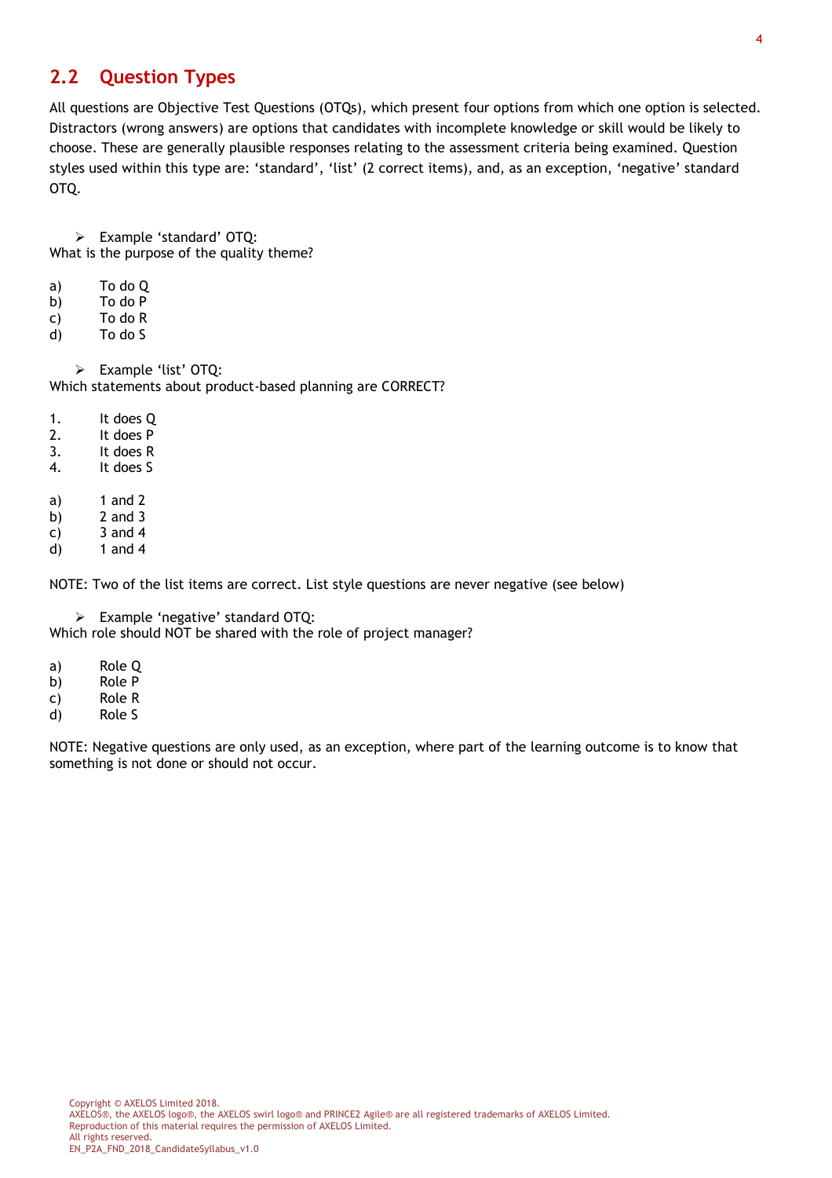## 2.2 Question Types

All questions are Objective Test Questions (OTQs), which present four options from which one option is selected. Distractors (wrong answers) are options that candidates with incomplete knowledge or skill would be likely to choose. These are generally plausible responses relating to the assessment criteria being examined. Question styles used within this type are: 'standard', 'list' (2 correct items), and, as an exception, 'negative' standard OTQ.

- Example 'standard' OTQ:

What is the purpose of the quality theme?

a) To do Q
b) To do P
c) To do R
d) To do S

- Example 'list' OTQ:

Which statements about product-based planning are CORRECT?

1. It does Q
2. It does P
3. It does R
4. It does S

a) 1 and 2
b) 2 and 3
c) 3 and 4
d) 1 and 4

NOTE: Two of the list items are correct. List style questions are never negative (see below)

- Example 'negative' standard OTQ:

Which role should NOT be shared with the role of project manager?

a) Role Q
b) Role P
c) Role R
d) Role S

NOTE: Negative questions are only used, as an exception, where part of the learning outcome is to know that something is not done or should not occur.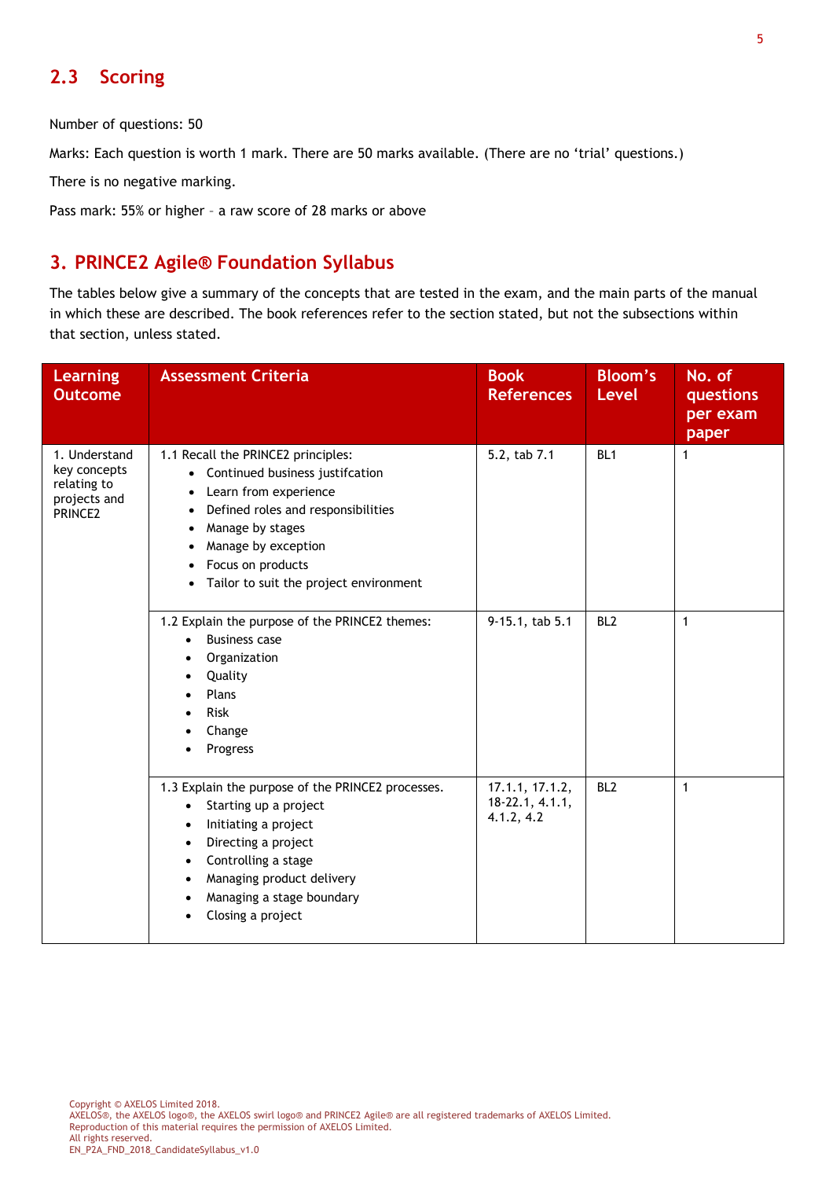## 2.3 Scoring

Number of questions: 50

Marks: Each question is worth 1 mark. There are 50 marks available. (There are no 'trial' questions.)

There is no negative marking.

Pass mark: 55% or higher – a raw score of 28 marks or above

# 3. PRINCE2 Agile® Foundation Syllabus

The tables below give a summary of the concepts that are tested in the exam, and the main parts of the manual in which these are described. The book references refer to the section stated, but not the subsections within that section, unless stated.

| Learning Outcome | Assessment Criteria | Book References | Bloom's Level | No. of questions per exam paper |
|---|---|---|---|---|
| 1. Understand key concepts relating to projects and PRINCE2 | 1.1 Recall the PRINCE2 principles:<br>• Continued business justifcation<br>• Learn from experience<br>• Defined roles and responsibilities<br>• Manage by stages<br>• Manage by exception<br>• Focus on products<br>• Tailor to suit the project environment | 5.2, tab 7.1 | BL1 | 1 |
| | 1.2 Explain the purpose of the PRINCE2 themes:<br>• Business case<br>• Organization<br>• Quality<br>• Plans<br>• Risk<br>• Change<br>• Progress | 9-15.1, tab 5.1 | BL2 | 1 |
| | 1.3 Explain the purpose of the PRINCE2 processes.<br>• Starting up a project<br>• Initiating a project<br>• Directing a project<br>• Controlling a stage<br>• Managing product delivery<br>• Managing a stage boundary<br>• Closing a project | 17.1.1, 17.1.2, 18-22.1, 4.1.1, 4.1.2, 4.2 | BL2 | 1 |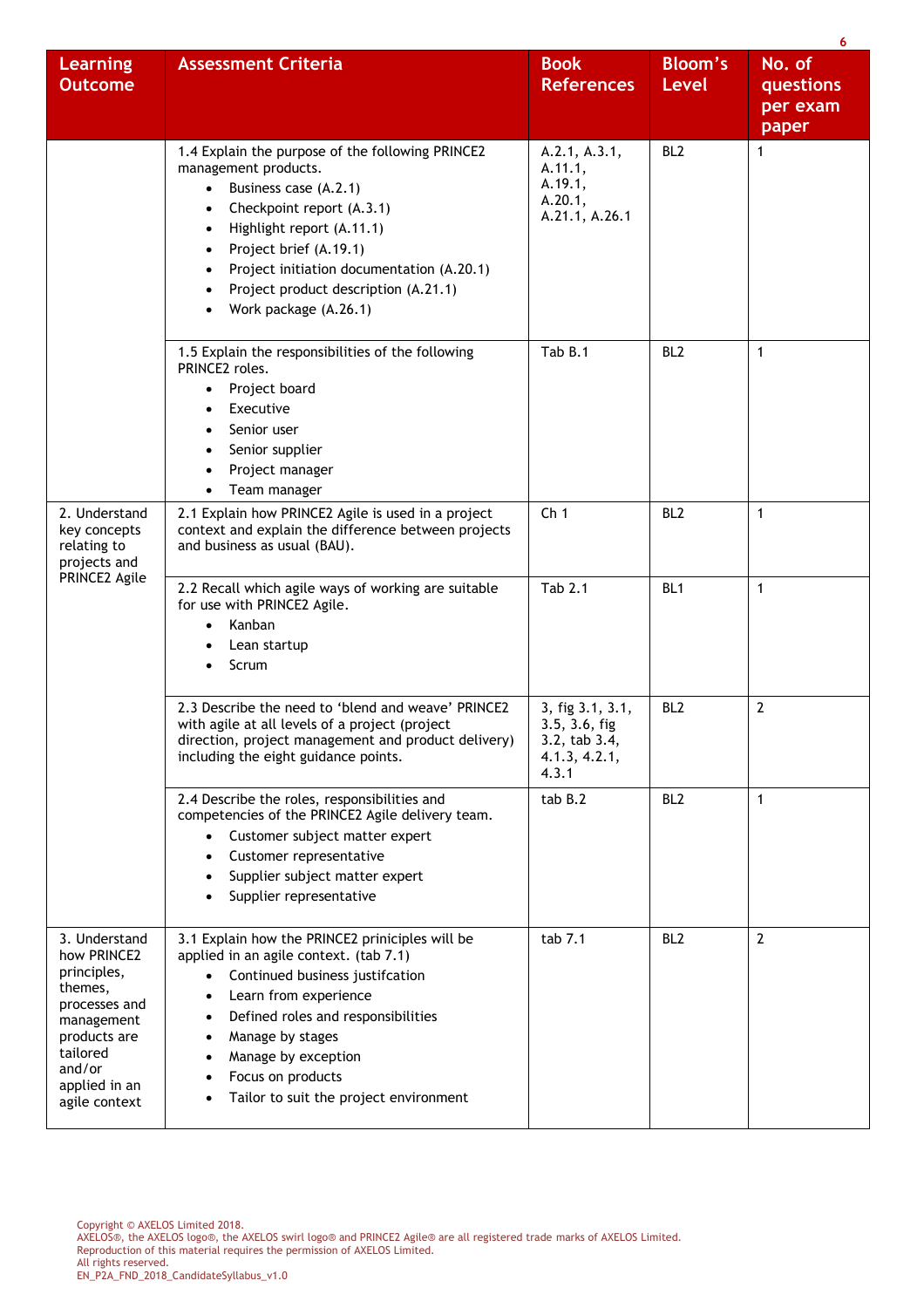| Learning Outcome | Assessment Criteria | Book References | Bloom's Level | No. of questions per exam paper |
|---|---|---|---|---|
| | 1.4 Explain the purpose of the following PRINCE2 management products.<br>• Business case (A.2.1)<br>• Checkpoint report (A.3.1)<br>• Highlight report (A.11.1)<br>• Project brief (A.19.1)<br>• Project initiation documentation (A.20.1)<br>• Project product description (A.21.1)<br>• Work package (A.26.1) | A.2.1, A.3.1, A.11.1, A.19.1, A.20.1, A.21.1, A.26.1 | BL2 | 1 |
| | 1.5 Explain the responsibilities of the following PRINCE2 roles.<br>• Project board<br>• Executive<br>• Senior user<br>• Senior supplier<br>• Project manager<br>• Team manager | Tab B.1 | BL2 | 1 |
| 2. Understand key concepts relating to projects and PRINCE2 Agile | 2.1 Explain how PRINCE2 Agile is used in a project context and explain the difference between projects and business as usual (BAU). | Ch 1 | BL2 | 1 |
| | 2.2 Recall which agile ways of working are suitable for use with PRINCE2 Agile.<br>• Kanban<br>• Lean startup<br>• Scrum | Tab 2.1 | BL1 | 1 |
| | 2.3 Describe the need to 'blend and weave' PRINCE2 with agile at all levels of a project (project direction, project management and product delivery) including the eight guidance points. | 3, fig 3.1, 3.1, 3.5, 3.6, fig 3.2, tab 3.4, 4.1.3, 4.2.1, 4.3.1 | BL2 | 2 |
| | 2.4 Describe the roles, responsibilities and competencies of the PRINCE2 Agile delivery team.<br>• Customer subject matter expert<br>• Customer representative<br>• Supplier subject matter expert<br>• Supplier representative | tab B.2 | BL2 | 1 |
| 3. Understand how PRINCE2 principles, themes, processes and management products are tailored and/or applied in an agile context | 3.1 Explain how the PRINCE2 priniciples will be applied in an agile context. (tab 7.1)<br>• Continued business justifcation<br>• Learn from experience<br>• Defined roles and responsibilities<br>• Manage by stages<br>• Manage by exception<br>• Focus on products<br>• Tailor to suit the project environment | tab 7.1 | BL2 | 2 |

Copyright © AXELOS Limited 2018.
AXELOS®, the AXELOS logo®, the AXELOS swirl logo® and PRINCE2 Agile® are all registered trade marks of AXELOS Limited.
Reproduction of this material requires the permission of AXELOS Limited.
All rights reserved.
EN_P2A_FND_2018_CandidateSyllabus_v1.0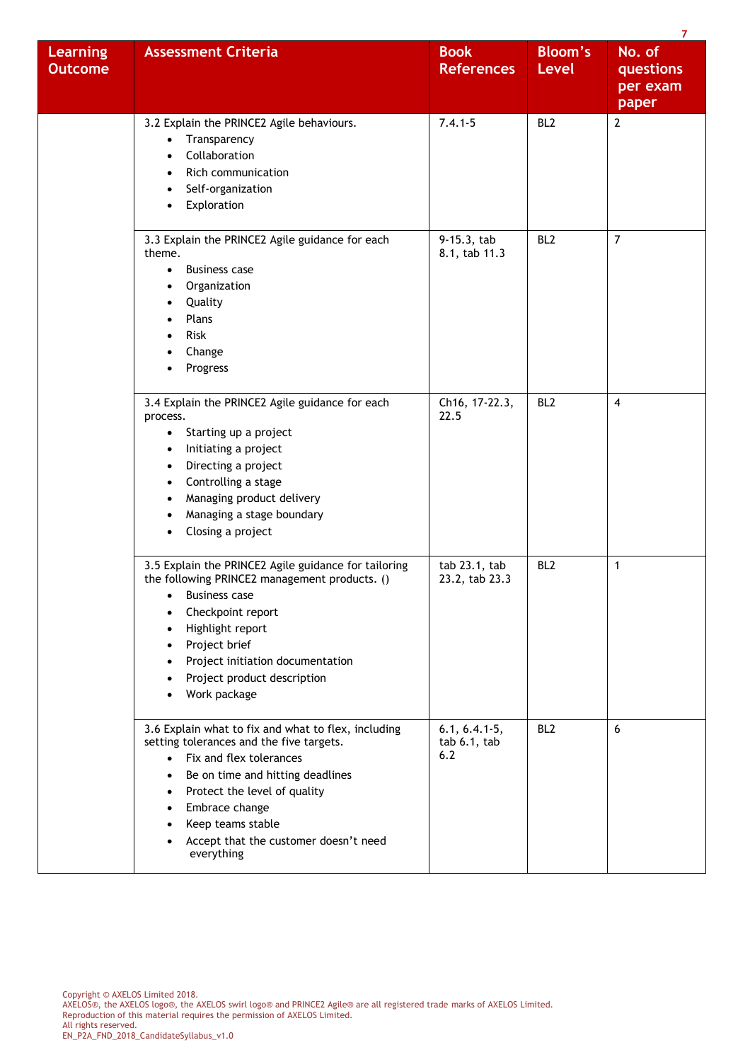| Learning Outcome | Assessment Criteria | Book References | Bloom's Level | No. of questions per exam paper |
|---|---|---|---|---|
| | 3.2 Explain the PRINCE2 Agile behaviours.<br>• Transparency<br>• Collaboration<br>• Rich communication<br>• Self-organization<br>• Exploration | 7.4.1-5 | BL2 | 2 |
| | 3.3 Explain the PRINCE2 Agile guidance for each theme.<br>• Business case<br>• Organization<br>• Quality<br>• Plans<br>• Risk<br>• Change<br>• Progress | 9-15.3, tab 8.1, tab 11.3 | BL2 | 7 |
| | 3.4 Explain the PRINCE2 Agile guidance for each process.<br>• Starting up a project<br>• Initiating a project<br>• Directing a project<br>• Controlling a stage<br>• Managing product delivery<br>• Managing a stage boundary<br>• Closing a project | Ch16, 17-22.3, 22.5 | BL2 | 4 |
| | 3.5 Explain the PRINCE2 Agile guidance for tailoring the following PRINCE2 management products. ()<br>• Business case<br>• Checkpoint report<br>• Highlight report<br>• Project brief<br>• Project initiation documentation<br>• Project product description<br>• Work package | tab 23.1, tab 23.2, tab 23.3 | BL2 | 1 |
| | 3.6 Explain what to fix and what to flex, including setting tolerances and the five targets.<br>• Fix and flex tolerances<br>• Be on time and hitting deadlines<br>• Protect the level of quality<br>• Embrace change<br>• Keep teams stable<br>• Accept that the customer doesn't need everything | 6.1, 6.4.1-5, tab 6.1, tab 6.2 | BL2 | 6 |

Copyright © AXELOS Limited 2018.
AXELOS®, the AXELOS logo®, the AXELOS swirl logo® and PRINCE2 Agile® are all registered trade marks of AXELOS Limited.
Reproduction of this material requires the permission of AXELOS Limited.
All rights reserved.
EN_P2A_FND_2018_CandidateSyllabus_v1.0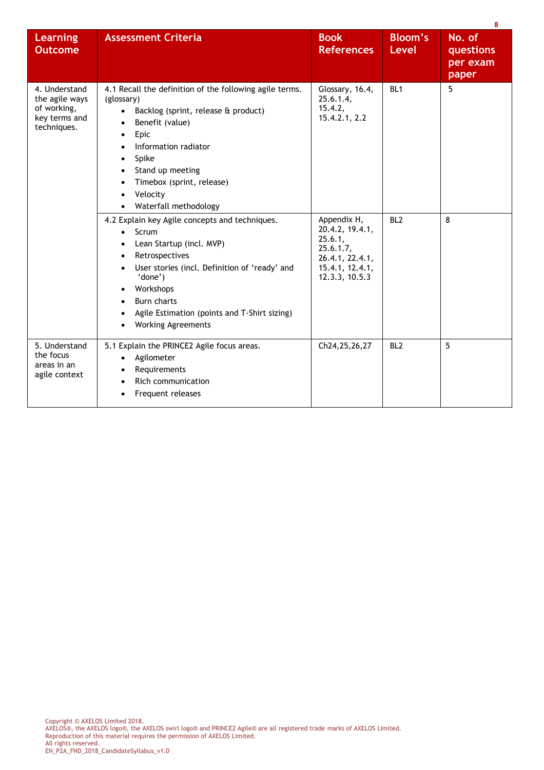| Learning Outcome | Assessment Criteria | Book References | Bloom's Level | No. of questions per exam paper |
|---|---|---|---|---|
| 4. Understand the agile ways of working, key terms and techniques. | 4.1 Recall the definition of the following agile terms. (glossary)<br>• Backlog (sprint, release & product)<br>• Benefit (value)<br>• Epic<br>• Information radiator<br>• Spike<br>• Stand up meeting<br>• Timebox (sprint, release)<br>• Velocity<br>• Waterfall methodology | Glossary, 16.4, 25.6.1.4, 15.4.2, 15.4.2.1, 2.2 | BL1 | 5 |
| | 4.2 Explain key Agile concepts and techniques.<br>• Scrum<br>• Lean Startup (incl. MVP)<br>• Retrospectives<br>• User stories (incl. Definition of 'ready' and 'done')<br>• Workshops<br>• Burn charts<br>• Agile Estimation (points and T-Shirt sizing)<br>• Working Agreements | Appendix H, 20.4.2, 19.4.1, 25.6.1, 25.6.1.7, 26.4.1, 22.4.1, 15.4.1, 12.4.1, 12.3.3, 10.5.3 | BL2 | 8 |
| 5. Understand the focus areas in an agile context | 5.1 Explain the PRINCE2 Agile focus areas.<br>• Agilometer<br>• Requirements<br>• Rich communication<br>• Frequent releases | Ch24,25,26,27 | BL2 | 5 |

Copyright © AXELOS Limited 2018.
AXELOS®, the AXELOS logo®, the AXELOS swirl logo® and PRINCE2 Agile® are all registered trade marks of AXELOS Limited.
Reproduction of this material requires the permission of AXELOS Limited.
All rights reserved.
EN_P2A_FND_2018_CandidateSyllabus_v1.0